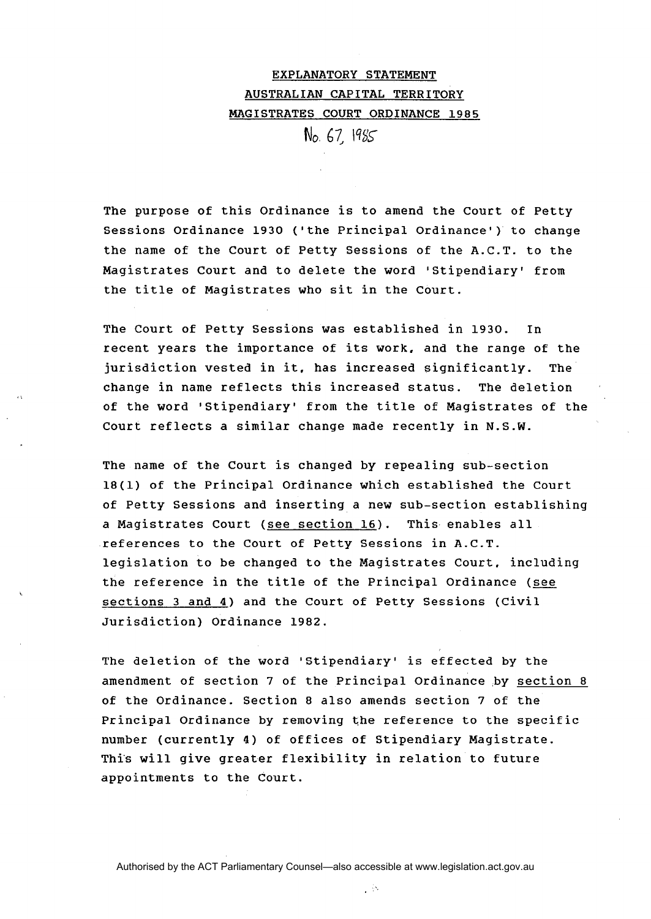# EXPLANATORY STATEMENT

## AUSTRALIAN CAPITAL TERRITORY

## MAGISTRATES COURT ORDINANCE 1985

No. 67, 1985

The purpose of this Ordinance is to amend the Court of Petty Sessions Ordinance 1930 ('the Principal Ordinance') to change the name of the Court of Petty Sessions of the A.C.T. to the Magistrates Court and to delete the word 'Stipendiary' from the title of Magistrates who sit in the Court.

The Court of Petty Sessions was established in 1930. In recent years the importance of its work, and the range of the jurisdiction vested in it, has increased significantly. The change in name reflects this increased status. The deletion of the word 'Stipendiary' from the title of Magistrates of the Court reflects a similar change made recently in N.S.W.

The name of the Court is changed by repealing sub-section 18(1) of the Principal Ordinance which established the Court of Petty Sessions and inserting a new sub-section establishing a Magistrates Court (see section 16). This enables all references to the Court of Petty Sessions in A.C.T. legislation to be changed to the Magistrates Court, including the reference in the title of the Principal Ordinance (see sections 3 and 4) and the Court of Petty Sessions (Civil Jurisdiction) Ordinance 1982.

The deletion of the word 'Stipendiary' is effected by the amendment of section 7 of the Principal Ordinance by section 8 of the Ordinance. Section 8 also amends section 7 of the Principal Ordinance by removing the reference to the specific number (currently 4) of offices of Stipendiary Magistrate. This will give greater flexibility in relation to future appointments to the Court.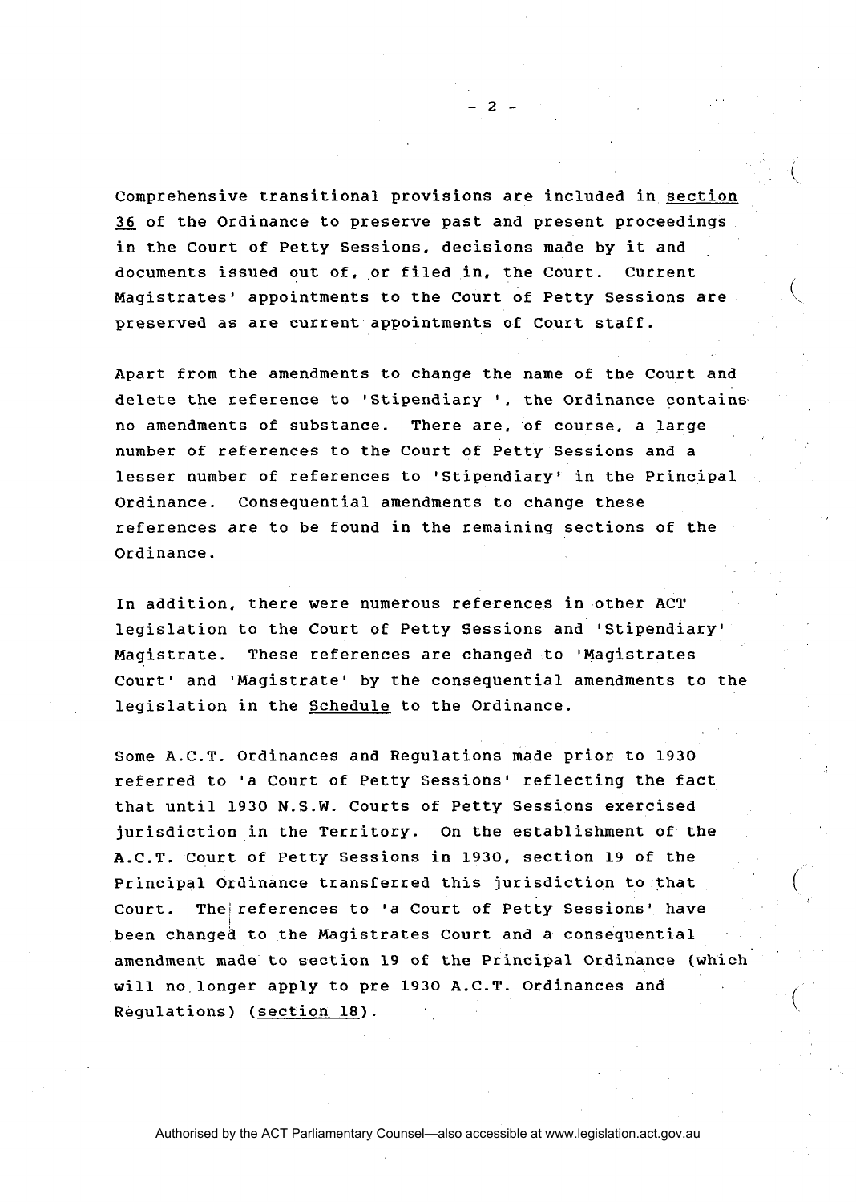Comprehensive transitional provisions are included in <u>section 36</u> of the Ordinance to preserve past and present proceedings in the Court of Petty Sessions, decisions made by it and documents issued out of, or filed in, the Court. Current Magistrates' appointments to the Court of Petty Sessions are preserved as are current appointments of Court staff.

Apart from the amendments to change the name of the Court and delete the reference to 'Stipendiary ', the Ordinance contains no amendments of substance. There are, of course, a large number of references to the Court of Petty Sessions and a lesser number of references to 'Stipendiary' in the Principal Ordinance. Consequential amendments to change these references are to be found in the remaining sections of the Ordinance.

In addition, there were numerous references in other ACT legislation to the Court of Petty Sessions and 'Stipendiary' Magistrate. These references are changed to 'Magistrates Court' and 'Magistrate' by the consequential amendments to the legislation in the <u>Schedule</u> to the Ordinance.

Some A.C.T. Ordinances and Regulations made prior to 1930 referred to 'a Court of Petty Sessions' reflecting the fact that until 1930 N.S.W. Courts of Petty Sessions exercised jurisdiction in the Territory. On the establishment of the A.C.T. Court of Petty Sessions in 1930, section 19 of the Principal Ordinance transferred this jurisdiction to that Court. The references to 'a Court of Petty Sessions' have been changed to the Magistrates Court and a consequential amendment made to section 19 of the Principal Ordinance (which will no longer apply to pre 1930 A.C.T. Ordinances and Regulations) (<u>section 18</u>).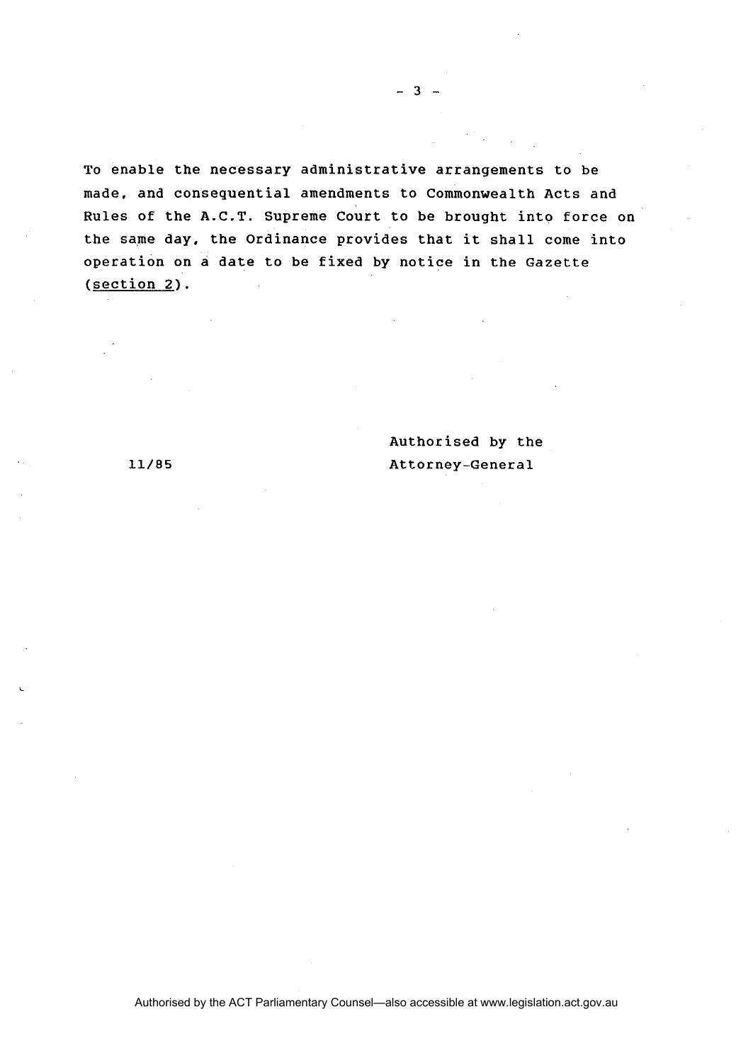To enable the necessary administrative arrangements to be made, and consequential amendments to Commonwealth Acts and Rules of the A.C.T. Supreme Court to be brought into force on the same day, the Ordinance provides that it shall come into operation on a date to be fixed by notice in the Gazette (section 2).

11/85

Authorised by the
Attorney-General

Authorised by the ACT Parliamentary Counsel—also accessible at www.legislation.act.gov.au